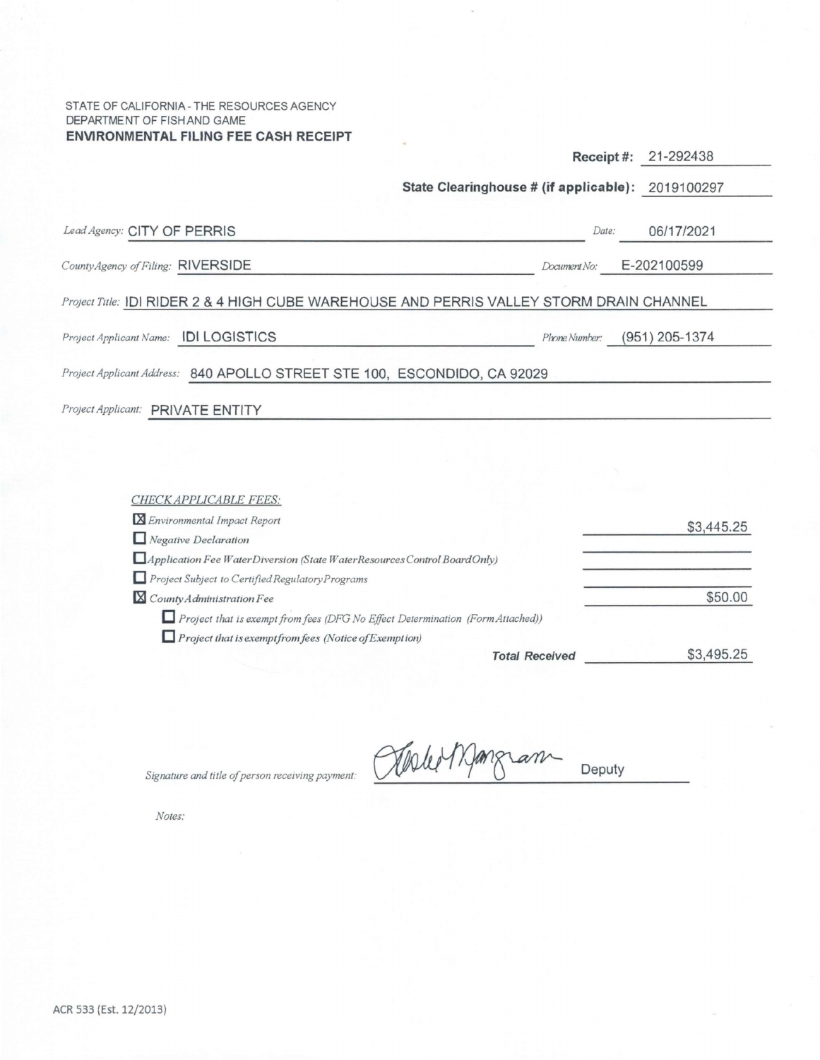STATE OF CALIFORNIA - THE RESOURCES AGENCY
DEPARTMENT OF FISHAND GAME
**ENVIRONMENTAL FILING FEE CASH RECEIPT**

**Receipt #:** 21-292438

**State Clearinghouse # (if applicable):** 2019100297

*Lead Agency:* CITY OF PERRIS *Date:* 06/17/2021

*County Agency of Filing:* RIVERSIDE *Document No:* E-202100599

*Project Title:* IDI RIDER 2 & 4 HIGH CUBE WAREHOUSE AND PERRIS VALLEY STORM DRAIN CHANNEL

*Project Applicant Name:* IDI LOGISTICS *Phone Number:* (951) 205-1374

*Project Applicant Address:* 840 APOLLO STREET STE 100, ESCONDIDO, CA 92029

*Project Applicant:* PRIVATE ENTITY

*CHECK APPLICABLE FEES:*

| Fee | Amount |
|---|---|
| ☒ *Environmental Impact Report* | $3,445.25 |
| ☐ *Negative Declaration* | |
| ☐ *Application Fee Water Diversion (State Water Resources Control Board Only)* | |
| ☐ *Project Subject to Certified Regulatory Programs* | |
| ☒ *County Administration Fee* | $50.00 |
| ☐ *Project that is exempt from fees (DFG No Effect Determination (Form Attached))* | |
| ☐ *Project that is exempt from fees (Notice of Exemption)* | |
| ***Total Received*** | $3,495.25 |

*Signature and title of person receiving payment:* [signature] Deputy

*Notes:*

ACR 533 (Est. 12/2013)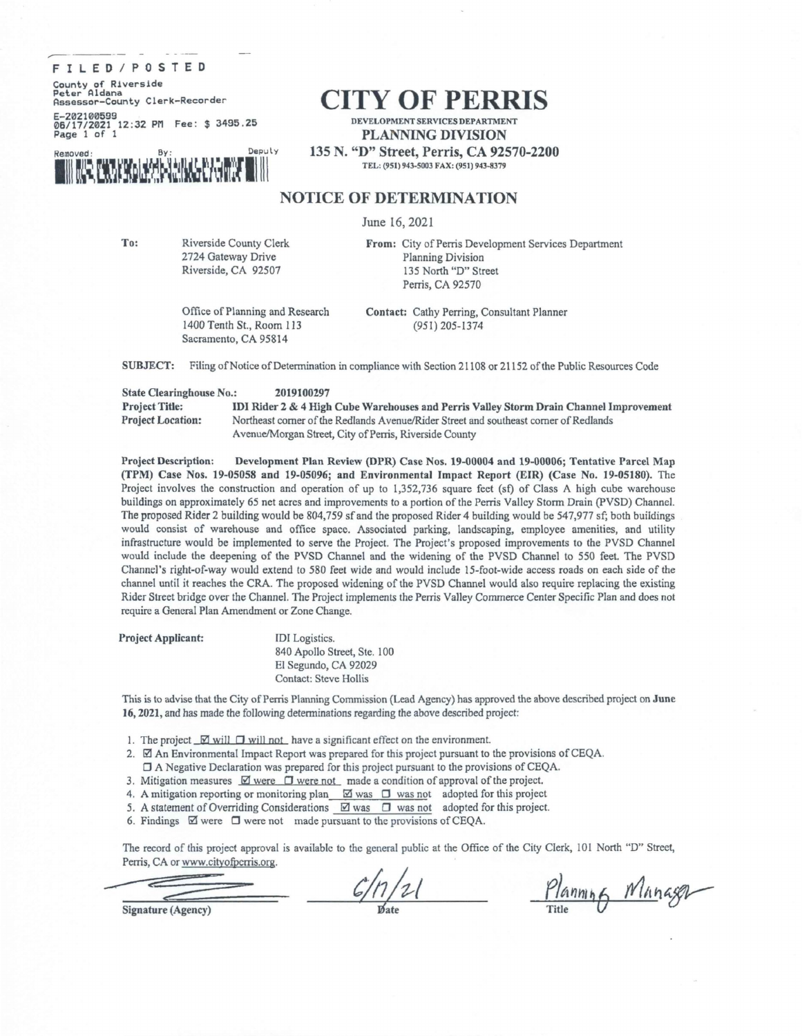FILED/POSTED

County of Riverside
Peter Aldana
Assessor-County Clerk-Recorder

E-202100599
06/17/2021 12:32 PM Fee: $ 3495.25
Page 1 of 1

Removed: By: Deputy

# CITY OF PERRIS

DEVELOPMENT SERVICES DEPARTMENT

**PLANNING DIVISION**

**135 N. "D" Street, Perris, CA 92570-2200**

TEL: (951) 943-5003 FAX: (951) 943-8379

## NOTICE OF DETERMINATION

June 16, 2021

**To:** Riverside County Clerk
2724 Gateway Drive
Riverside, CA 92507

Office of Planning and Research
1400 Tenth St., Room 113
Sacramento, CA 95814

**From:** City of Perris Development Services Department
Planning Division
135 North "D" Street
Perris, CA 92570

**Contact:** Cathy Perring, Consultant Planner
(951) 205-1374

**SUBJECT:** Filing of Notice of Determination in compliance with Section 21108 or 21152 of the Public Resources Code

**State Clearinghouse No.:** 2019100297

**Project Title:** **IDI Rider 2 & 4 High Cube Warehouses and Perris Valley Storm Drain Channel Improvement**

**Project Location:** Northeast corner of the Redlands Avenue/Rider Street and southeast corner of Redlands Avenue/Morgan Street, City of Perris, Riverside County

**Project Description:** **Development Plan Review (DPR) Case Nos. 19-00004 and 19-00006; Tentative Parcel Map (TPM) Case Nos. 19-05058 and 19-05096; and Environmental Impact Report (EIR) (Case No. 19-05180).** The Project involves the construction and operation of up to 1,352,736 square feet (sf) of Class A high cube warehouse buildings on approximately 65 net acres and improvements to a portion of the Perris Valley Storm Drain (PVSD) Channel. The proposed Rider 2 building would be 804,759 sf and the proposed Rider 4 building would be 547,977 sf; both buildings would consist of warehouse and office space. Associated parking, landscaping, employee amenities, and utility infrastructure would be implemented to serve the Project. The Project's proposed improvements to the PVSD Channel would include the deepening of the PVSD Channel and the widening of the PVSD Channel to 550 feet. The PVSD Channel's right-of-way would extend to 580 feet wide and would include 15-foot-wide access roads on each side of the channel until it reaches the CRA. The proposed widening of the PVSD Channel would also require replacing the existing Rider Street bridge over the Channel. The Project implements the Perris Valley Commerce Center Specific Plan and does not require a General Plan Amendment or Zone Change.

**Project Applicant:** IDI Logistics.
840 Apollo Street, Ste. 100
El Segundo, CA 92029
Contact: Steve Hollis

This is to advise that the City of Perris Planning Commission (Lead Agency) has approved the above described project on **June 16, 2021**, and has made the following determinations regarding the above described project:

1. The project ☑ will ☐ will not have a significant effect on the environment.
2. ☑ An Environmental Impact Report was prepared for this project pursuant to the provisions of CEQA.
   ☐ A Negative Declaration was prepared for this project pursuant to the provisions of CEQA.
3. Mitigation measures ☑ were ☐ were not made a condition of approval of the project.
4. A mitigation reporting or monitoring plan ☑ was ☐ was not adopted for this project
5. A statement of Overriding Considerations ☑ was ☐ was not adopted for this project.
6. Findings ☑ were ☐ were not made pursuant to the provisions of CEQA.

The record of this project approval is available to the general public at the Office of the City Clerk, 101 North "D" Street, Perris, CA or www.cityofperris.org.

Signature (Agency) | 6/17/21 Date | Planning Manager Title